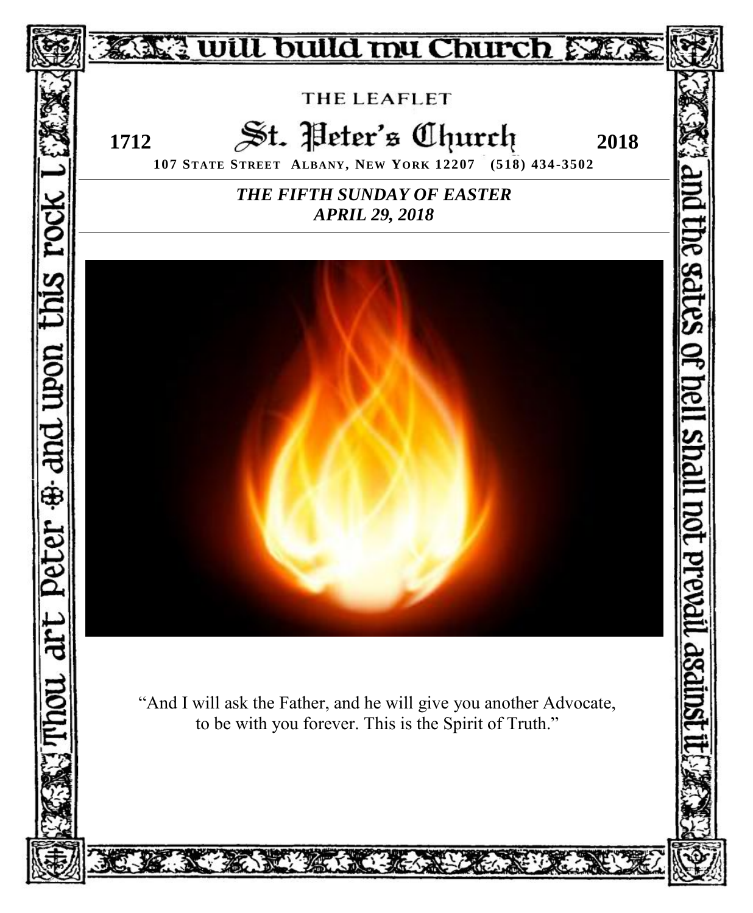will build my Church

Thou art Peter · and upon this rock I

and the gates of hell shall not prevail against it

THE LEAFLET

# St. Peter's Church

**1712** **2018**

**107 STATE STREET ALBANY, NEW YORK 12207 (518) 434-3502**

***THE FIFTH SUNDAY OF EASTER***
***APRIL 29, 2018***

"And I will ask the Father, and he will give you another Advocate, to be with you forever. This is the Spirit of Truth."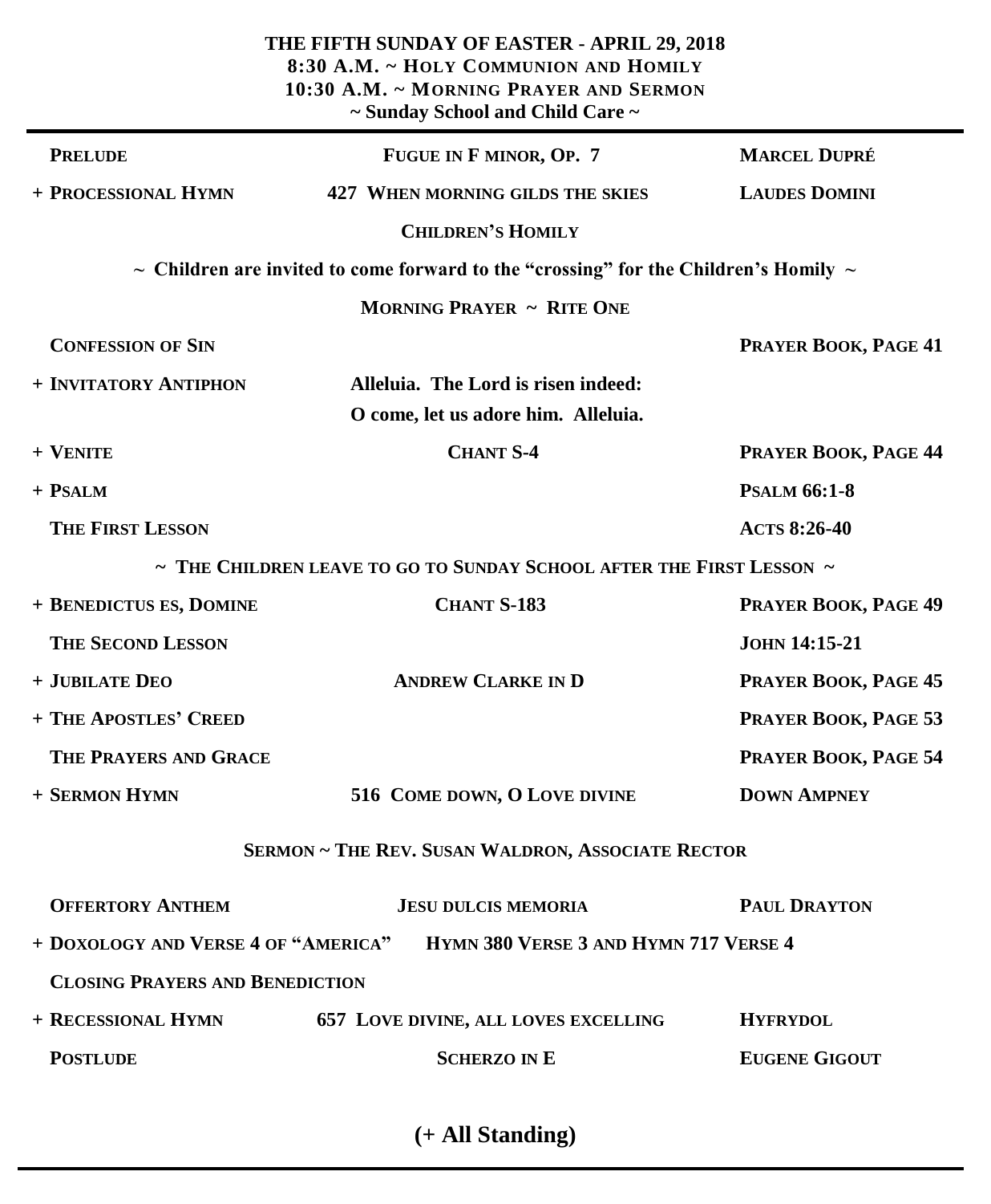**THE FIFTH SUNDAY OF EASTER - APRIL 29, 2018**
**8:30 A.M. ~ HOLY COMMUNION AND HOMILY**
**10:30 A.M. ~ MORNING PRAYER AND SERMON**
**~ Sunday School and Child Care ~**

---

| | | |
|---|---|---|
| **PRELUDE** | **FUGUE IN F MINOR, OP. 7** | **MARCEL DUPRÉ** |
| **+ PROCESSIONAL HYMN** | **427 WHEN MORNING GILDS THE SKIES** | **LAUDES DOMINI** |

**CHILDREN'S HOMILY**

**~ Children are invited to come forward to the "crossing" for the Children's Homily ~**

**MORNING PRAYER ~ RITE ONE**

| | | |
|---|---|---|
| **CONFESSION OF SIN** | | **PRAYER BOOK, PAGE 41** |
| **+ INVITATORY ANTIPHON** | **Alleluia. The Lord is risen indeed: O come, let us adore him. Alleluia.** | |
| **+ VENITE** | **CHANT S-4** | **PRAYER BOOK, PAGE 44** |
| **+ PSALM** | | **PSALM 66:1-8** |
| **THE FIRST LESSON** | | **ACTS 8:26-40** |

**~ THE CHILDREN LEAVE TO GO TO SUNDAY SCHOOL AFTER THE FIRST LESSON ~**

| | | |
|---|---|---|
| **+ BENEDICTUS ES, DOMINE** | **CHANT S-183** | **PRAYER BOOK, PAGE 49** |
| **THE SECOND LESSON** | | **JOHN 14:15-21** |
| **+ JUBILATE DEO** | **ANDREW CLARKE IN D** | **PRAYER BOOK, PAGE 45** |
| **+ THE APOSTLES' CREED** | | **PRAYER BOOK, PAGE 53** |
| **THE PRAYERS AND GRACE** | | **PRAYER BOOK, PAGE 54** |
| **+ SERMON HYMN** | **516 COME DOWN, O LOVE DIVINE** | **DOWN AMPNEY** |

**SERMON ~ THE REV. SUSAN WALDRON, ASSOCIATE RECTOR**

| | | |
|---|---|---|
| **OFFERTORY ANTHEM** | **JESU DULCIS MEMORIA** | **PAUL DRAYTON** |
| **+ DOXOLOGY AND VERSE 4 OF "AMERICA"** | **HYMN 380 VERSE 3 AND HYMN 717 VERSE 4** | |
| **CLOSING PRAYERS AND BENEDICTION** | | |
| **+ RECESSIONAL HYMN** | **657 LOVE DIVINE, ALL LOVES EXCELLING** | **HYFRYDOL** |
| **POSTLUDE** | **SCHERZO IN E** | **EUGENE GIGOUT** |

**(+ All Standing)**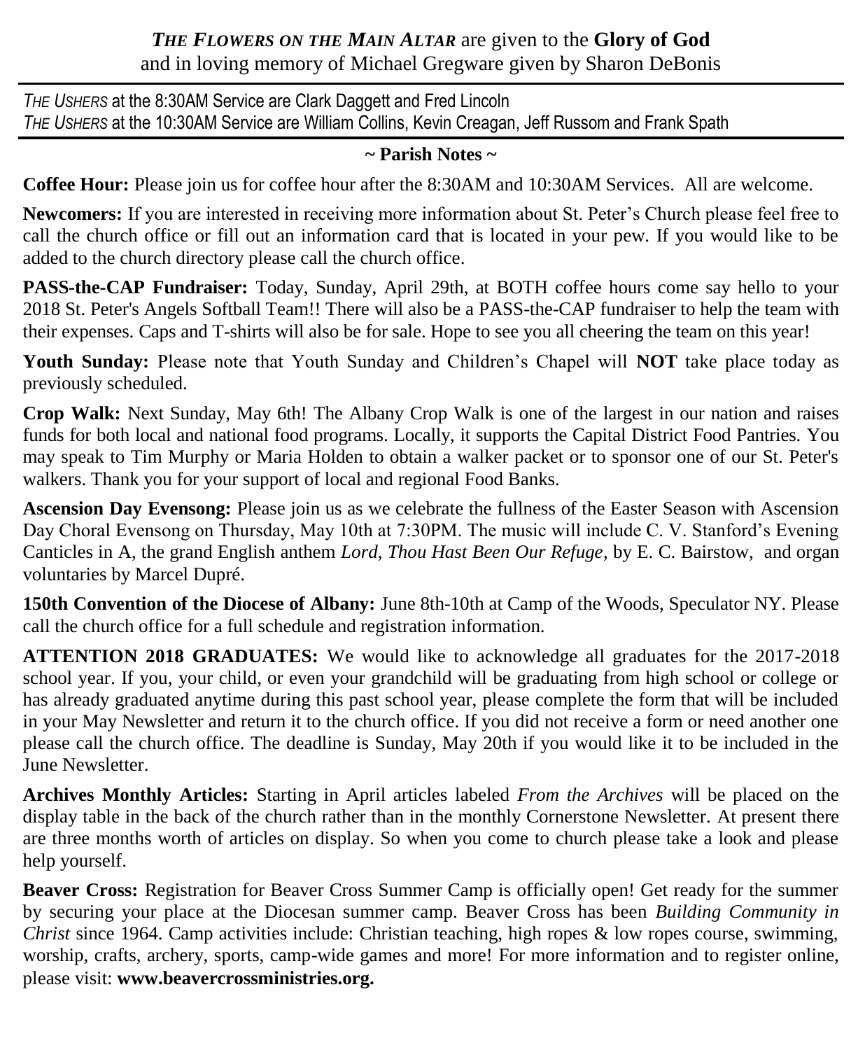***THE FLOWERS ON THE MAIN ALTAR*** are given to the **Glory of God** and in loving memory of Michael Gregware given by Sharon DeBonis

---

*THE USHERS* at the 8:30AM Service are Clark Daggett and Fred Lincoln
*THE USHERS* at the 10:30AM Service are William Collins, Kevin Creagan, Jeff Russom and Frank Spath

---

**~ Parish Notes ~**

**Coffee Hour:** Please join us for coffee hour after the 8:30AM and 10:30AM Services. All are welcome.

**Newcomers:** If you are interested in receiving more information about St. Peter's Church please feel free to call the church office or fill out an information card that is located in your pew. If you would like to be added to the church directory please call the church office.

**PASS-the-CAP Fundraiser:** Today, Sunday, April 29th, at BOTH coffee hours come say hello to your 2018 St. Peter's Angels Softball Team!! There will also be a PASS-the-CAP fundraiser to help the team with their expenses. Caps and T-shirts will also be for sale. Hope to see you all cheering the team on this year!

**Youth Sunday:** Please note that Youth Sunday and Children's Chapel will **NOT** take place today as previously scheduled.

**Crop Walk:** Next Sunday, May 6th! The Albany Crop Walk is one of the largest in our nation and raises funds for both local and national food programs. Locally, it supports the Capital District Food Pantries. You may speak to Tim Murphy or Maria Holden to obtain a walker packet or to sponsor one of our St. Peter's walkers. Thank you for your support of local and regional Food Banks.

**Ascension Day Evensong:** Please join us as we celebrate the fullness of the Easter Season with Ascension Day Choral Evensong on Thursday, May 10th at 7:30PM. The music will include C. V. Stanford's Evening Canticles in A, the grand English anthem *Lord, Thou Hast Been Our Refuge,* by E. C. Bairstow, and organ voluntaries by Marcel Dupré.

**150th Convention of the Diocese of Albany:** June 8th-10th at Camp of the Woods, Speculator NY. Please call the church office for a full schedule and registration information.

**ATTENTION 2018 GRADUATES:** We would like to acknowledge all graduates for the 2017-2018 school year. If you, your child, or even your grandchild will be graduating from high school or college or has already graduated anytime during this past school year, please complete the form that will be included in your May Newsletter and return it to the church office. If you did not receive a form or need another one please call the church office. The deadline is Sunday, May 20th if you would like it to be included in the June Newsletter.

**Archives Monthly Articles:** Starting in April articles labeled *From the Archives* will be placed on the display table in the back of the church rather than in the monthly Cornerstone Newsletter. At present there are three months worth of articles on display. So when you come to church please take a look and please help yourself.

**Beaver Cross:** Registration for Beaver Cross Summer Camp is officially open! Get ready for the summer by securing your place at the Diocesan summer camp. Beaver Cross has been *Building Community in Christ* since 1964. Camp activities include: Christian teaching, high ropes & low ropes course, swimming, worship, crafts, archery, sports, camp-wide games and more! For more information and to register online, please visit: **www.beavercrossministries.org.**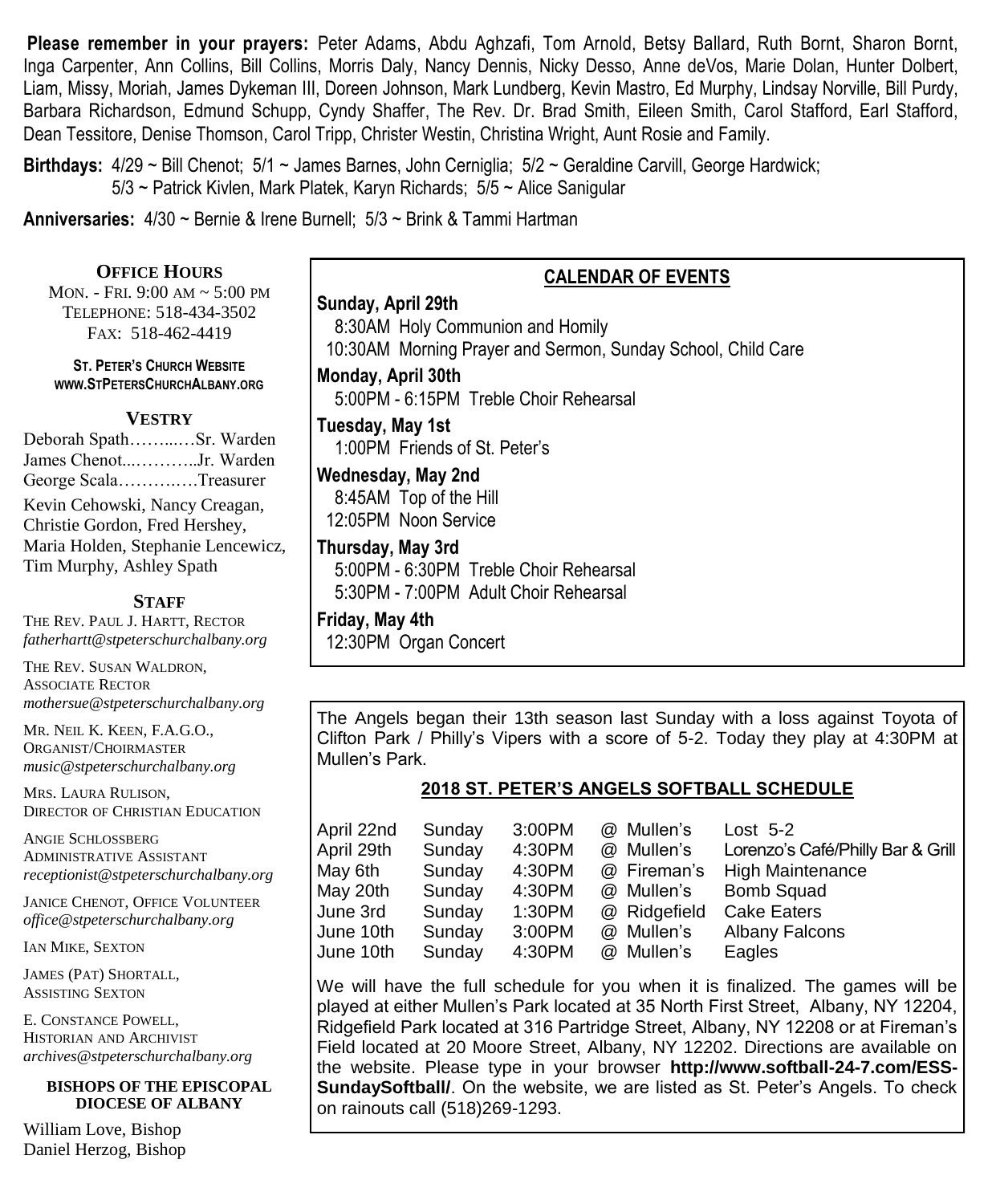**Please remember in your prayers:** Peter Adams, Abdu Aghzafi, Tom Arnold, Betsy Ballard, Ruth Bornt, Sharon Bornt, Inga Carpenter, Ann Collins, Bill Collins, Morris Daly, Nancy Dennis, Nicky Desso, Anne deVos, Marie Dolan, Hunter Dolbert, Liam, Missy, Moriah, James Dykeman III, Doreen Johnson, Mark Lundberg, Kevin Mastro, Ed Murphy, Lindsay Norville, Bill Purdy, Barbara Richardson, Edmund Schupp, Cyndy Shaffer, The Rev. Dr. Brad Smith, Eileen Smith, Carol Stafford, Earl Stafford, Dean Tessitore, Denise Thomson, Carol Tripp, Christer Westin, Christina Wright, Aunt Rosie and Family.

**Birthdays:** 4/29 ~ Bill Chenot; 5/1 ~ James Barnes, John Cerniglia; 5/2 ~ Geraldine Carvill, George Hardwick; 5/3 ~ Patrick Kivlen, Mark Platek, Karyn Richards; 5/5 ~ Alice Sanigular

**Anniversaries:** 4/30 ~ Bernie & Irene Burnell; 5/3 ~ Brink & Tammi Hartman

### Office Hours

Mon. - Fri. 9:00 AM ~ 5:00 PM
Telephone: 518-434-3502
Fax: 518-462-4419

**St. Peter's Church Website**
**www.StPetersChurchAlbany.org**

### Vestry

Deborah Spath……..…Sr. Warden
James Chenot...………..Jr. Warden
George Scala………..…Treasurer

Kevin Cehowski, Nancy Creagan, Christie Gordon, Fred Hershey, Maria Holden, Stephanie Lencewicz, Tim Murphy, Ashley Spath

### Staff

The Rev. Paul J. Hartt, Rector
*fatherhartt@stpeterschurchalbany.org*

The Rev. Susan Waldron, Associate Rector
*mothersue@stpeterschurchalbany.org*

Mr. Neil K. Keen, F.A.G.O., Organist/Choirmaster
*music@stpeterschurchalbany.org*

Mrs. Laura Rulison, Director of Christian Education

Angie Schlossberg, Administrative Assistant
*receptionist@stpeterschurchalbany.org*

Janice Chenot, Office Volunteer
*office@stpeterschurchalbany.org*

Ian Mike, Sexton

James (Pat) Shortall, Assisting Sexton

E. Constance Powell, Historian and Archivist
*archives@stpeterschurchalbany.org*

**Bishops of the Episcopal Diocese of Albany**

William Love, Bishop
Daniel Herzog, Bishop

## CALENDAR OF EVENTS

**Sunday, April 29th**
8:30AM Holy Communion and Homily
10:30AM Morning Prayer and Sermon, Sunday School, Child Care

**Monday, April 30th**
5:00PM - 6:15PM Treble Choir Rehearsal

**Tuesday, May 1st**
1:00PM Friends of St. Peter's

**Wednesday, May 2nd**
8:45AM Top of the Hill
12:05PM Noon Service

**Thursday, May 3rd**
5:00PM - 6:30PM Treble Choir Rehearsal
5:30PM - 7:00PM Adult Choir Rehearsal

**Friday, May 4th**
12:30PM Organ Concert

The Angels began their 13th season last Sunday with a loss against Toyota of Clifton Park / Philly's Vipers with a score of 5-2. Today they play at 4:30PM at Mullen's Park.

## 2018 ST. PETER'S ANGELS SOFTBALL SCHEDULE

| | | | | |
|---|---|---|---|---|
| April 22nd | Sunday | 3:00PM | @ Mullen's | Lost 5-2 |
| April 29th | Sunday | 4:30PM | @ Mullen's | Lorenzo's Café/Philly Bar & Grill |
| May 6th | Sunday | 4:30PM | @ Fireman's | High Maintenance |
| May 20th | Sunday | 4:30PM | @ Mullen's | Bomb Squad |
| June 3rd | Sunday | 1:30PM | @ Ridgefield | Cake Eaters |
| June 10th | Sunday | 3:00PM | @ Mullen's | Albany Falcons |
| June 10th | Sunday | 4:30PM | @ Mullen's | Eagles |

We will have the full schedule for you when it is finalized. The games will be played at either Mullen's Park located at 35 North First Street, Albany, NY 12204, Ridgefield Park located at 316 Partridge Street, Albany, NY 12208 or at Fireman's Field located at 20 Moore Street, Albany, NY 12202. Directions are available on the website. Please type in your browser **http://www.softball-24-7.com/ESS-SundaySoftball/**. On the website, we are listed as St. Peter's Angels. To check on rainouts call (518)269-1293.